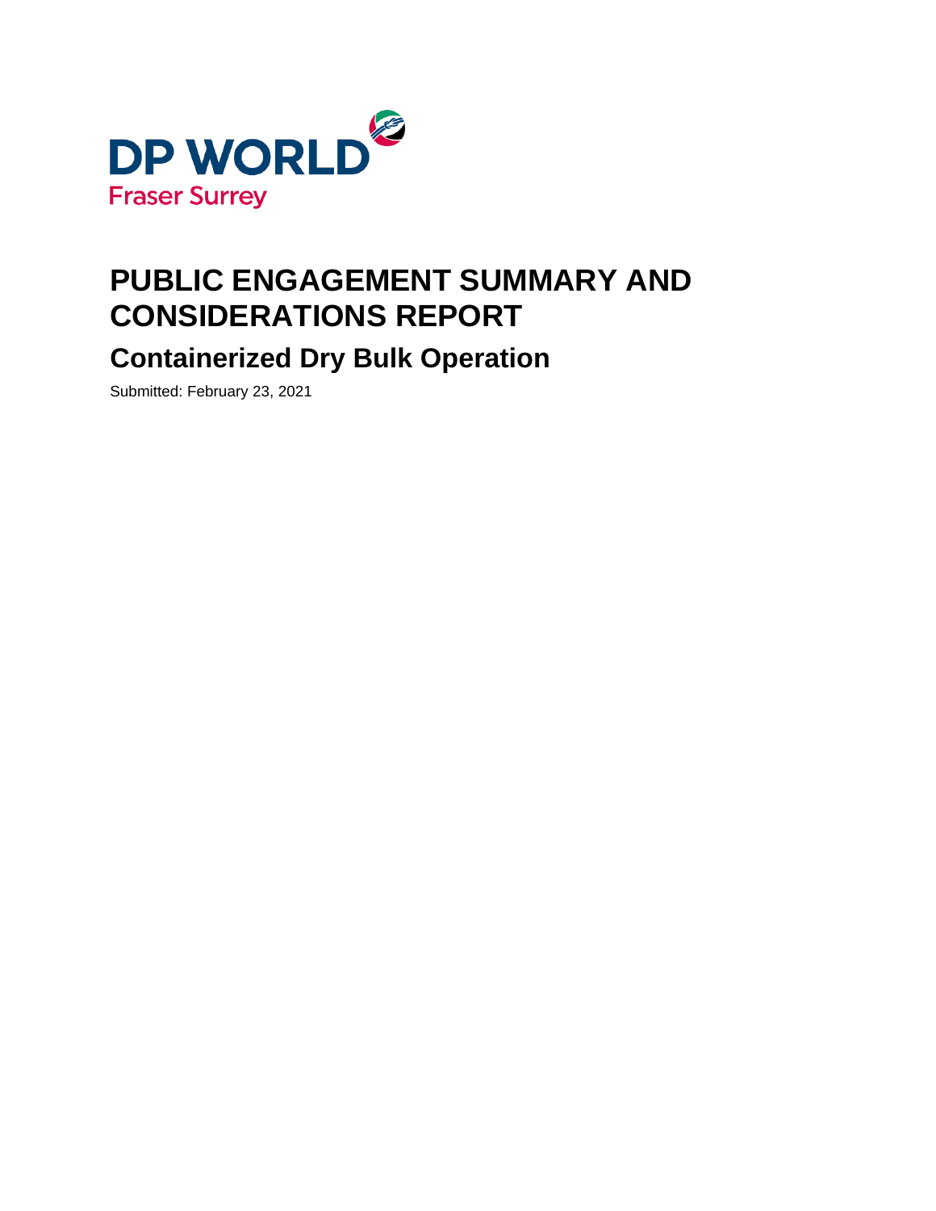DP WORLD

Fraser Surrey

# PUBLIC ENGAGEMENT SUMMARY AND CONSIDERATIONS REPORT

## Containerized Dry Bulk Operation

Submitted: February 23, 2021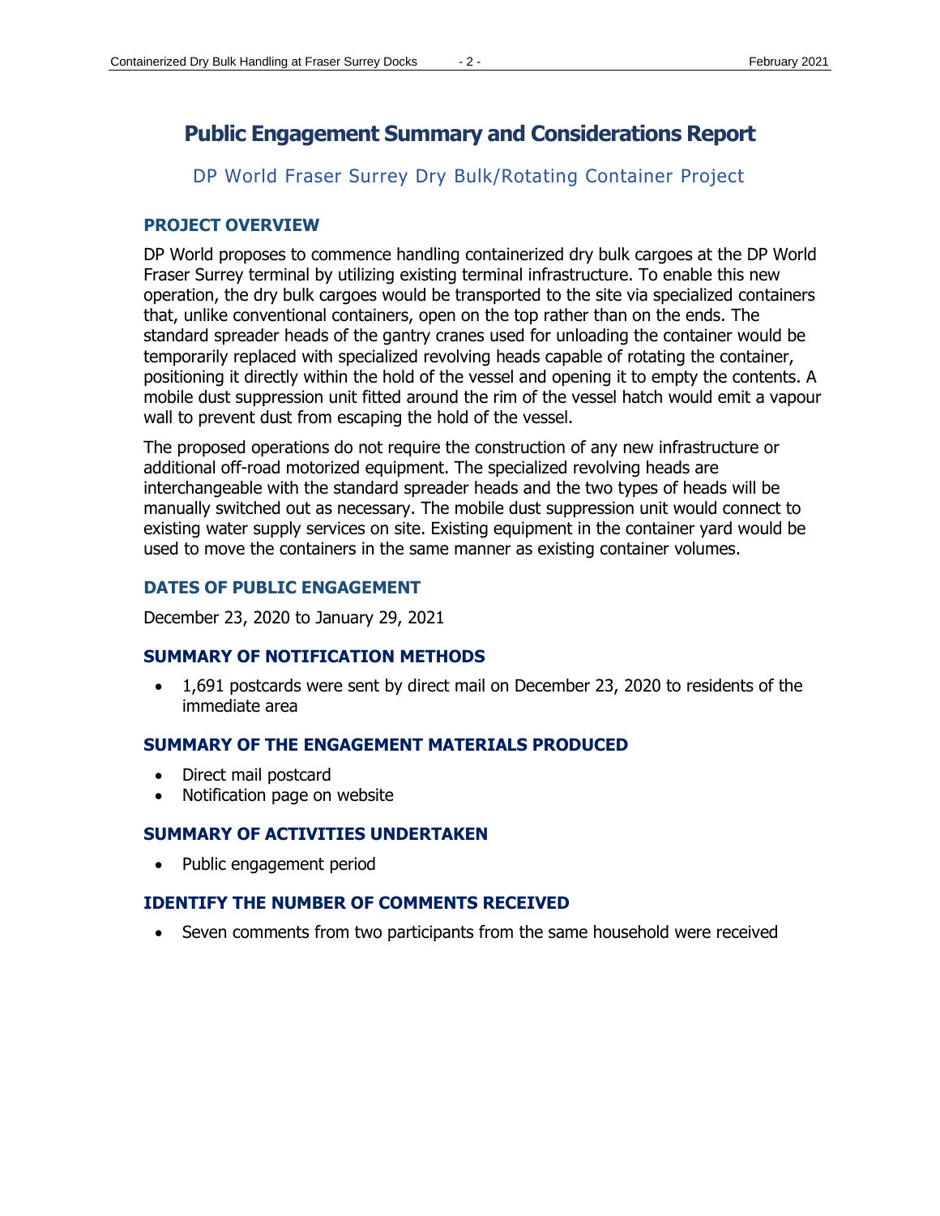# Public Engagement Summary and Considerations Report

## DP World Fraser Surrey Dry Bulk/Rotating Container Project

### PROJECT OVERVIEW

DP World proposes to commence handling containerized dry bulk cargoes at the DP World Fraser Surrey terminal by utilizing existing terminal infrastructure. To enable this new operation, the dry bulk cargoes would be transported to the site via specialized containers that, unlike conventional containers, open on the top rather than on the ends. The standard spreader heads of the gantry cranes used for unloading the container would be temporarily replaced with specialized revolving heads capable of rotating the container, positioning it directly within the hold of the vessel and opening it to empty the contents. A mobile dust suppression unit fitted around the rim of the vessel hatch would emit a vapour wall to prevent dust from escaping the hold of the vessel.

The proposed operations do not require the construction of any new infrastructure or additional off-road motorized equipment. The specialized revolving heads are interchangeable with the standard spreader heads and the two types of heads will be manually switched out as necessary. The mobile dust suppression unit would connect to existing water supply services on site. Existing equipment in the container yard would be used to move the containers in the same manner as existing container volumes.

### DATES OF PUBLIC ENGAGEMENT

December 23, 2020 to January 29, 2021

### SUMMARY OF NOTIFICATION METHODS

- 1,691 postcards were sent by direct mail on December 23, 2020 to residents of the immediate area

### SUMMARY OF THE ENGAGEMENT MATERIALS PRODUCED

- Direct mail postcard
- Notification page on website

### SUMMARY OF ACTIVITIES UNDERTAKEN

- Public engagement period

### IDENTIFY THE NUMBER OF COMMENTS RECEIVED

- Seven comments from two participants from the same household were received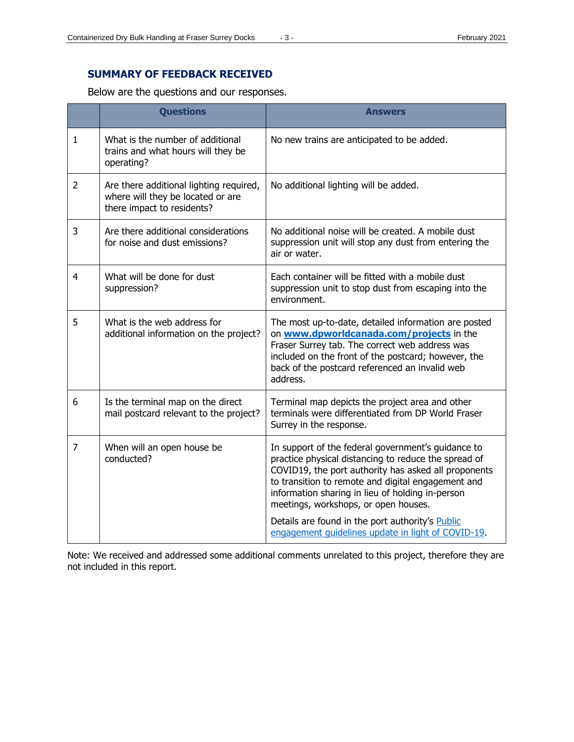## SUMMARY OF FEEDBACK RECEIVED

Below are the questions and our responses.

| | Questions | Answers |
|---|---|---|
| 1 | What is the number of additional trains and what hours will they be operating? | No new trains are anticipated to be added. |
| 2 | Are there additional lighting required, where will they be located or are there impact to residents? | No additional lighting will be added. |
| 3 | Are there additional considerations for noise and dust emissions? | No additional noise will be created. A mobile dust suppression unit will stop any dust from entering the air or water. |
| 4 | What will be done for dust suppression? | Each container will be fitted with a mobile dust suppression unit to stop dust from escaping into the environment. |
| 5 | What is the web address for additional information on the project? | The most up-to-date, detailed information are posted on **www.dpworldcanada.com/projects** in the Fraser Surrey tab. The correct web address was included on the front of the postcard; however, the back of the postcard referenced an invalid web address. |
| 6 | Is the terminal map on the direct mail postcard relevant to the project? | Terminal map depicts the project area and other terminals were differentiated from DP World Fraser Surrey in the response. |
| 7 | When will an open house be conducted? | In support of the federal government's guidance to practice physical distancing to reduce the spread of COVID19, the port authority has asked all proponents to transition to remote and digital engagement and information sharing in lieu of holding in-person meetings, workshops, or open houses. <br><br> Details are found in the port authority's Public engagement guidelines update in light of COVID-19. |

Note: We received and addressed some additional comments unrelated to this project, therefore they are not included in this report.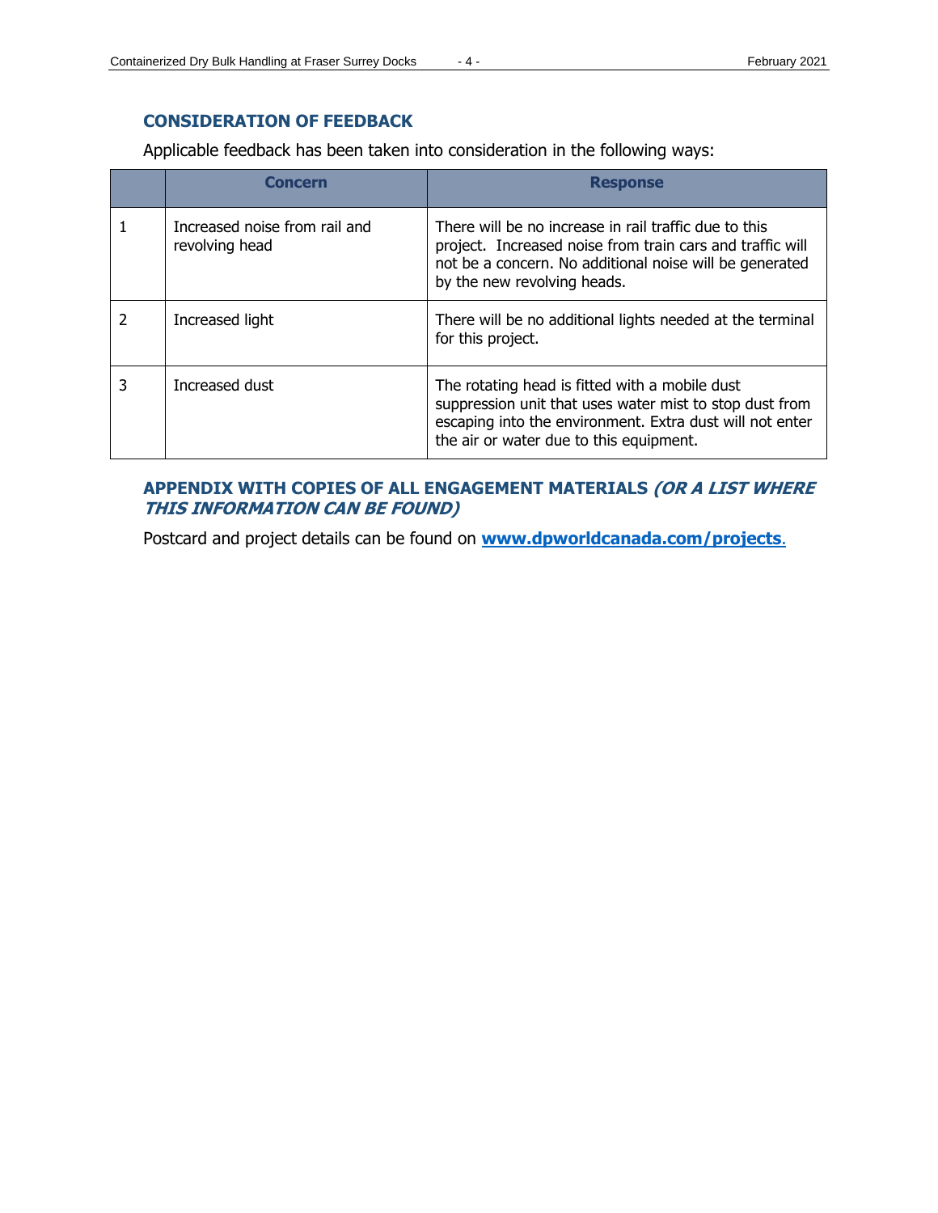## CONSIDERATION OF FEEDBACK

Applicable feedback has been taken into consideration in the following ways:

| | Concern | Response |
|---|---|---|
| 1 | Increased noise from rail and revolving head | There will be no increase in rail traffic due to this project. Increased noise from train cars and traffic will not be a concern. No additional noise will be generated by the new revolving heads. |
| 2 | Increased light | There will be no additional lights needed at the terminal for this project. |
| 3 | Increased dust | The rotating head is fitted with a mobile dust suppression unit that uses water mist to stop dust from escaping into the environment. Extra dust will not enter the air or water due to this equipment. |

## APPENDIX WITH COPIES OF ALL ENGAGEMENT MATERIALS *(OR A LIST WHERE THIS INFORMATION CAN BE FOUND)*

Postcard and project details can be found on **www.dpworldcanada.com/projects**.